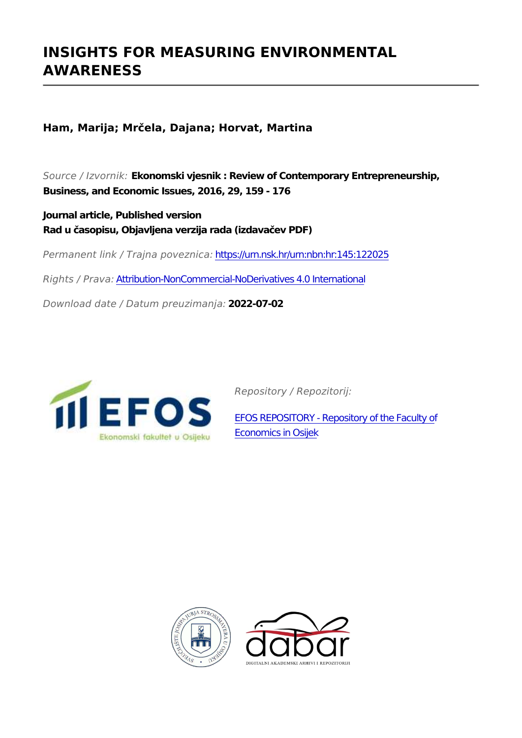# INSIGHTS FOR MEASURING ENVIRONMENTAL AWARENESS

**Ham, Marija; Mrčela, Dajana; Horvat, Martina**

*Source / Izvornik:* **Ekonomski vjesnik : Review of Contemporary Entrepreneurship, Business, and Economic Issues, 2016, 29, 159 - 176**

**Journal article, Published version**
**Rad u časopisu, Objavljena verzija rada (izdavačev PDF)**

*Permanent link / Trajna poveznica:* https://urn.nsk.hr/urn:nbn:hr:145:122025

*Rights / Prava:* Attribution-NonCommercial-NoDerivatives 4.0 International

*Download date / Datum preuzimanja:* **2022-07-02**

*Repository / Repozitorij:*

EFOS REPOSITORY - Repository of the Faculty of Economics in Osijek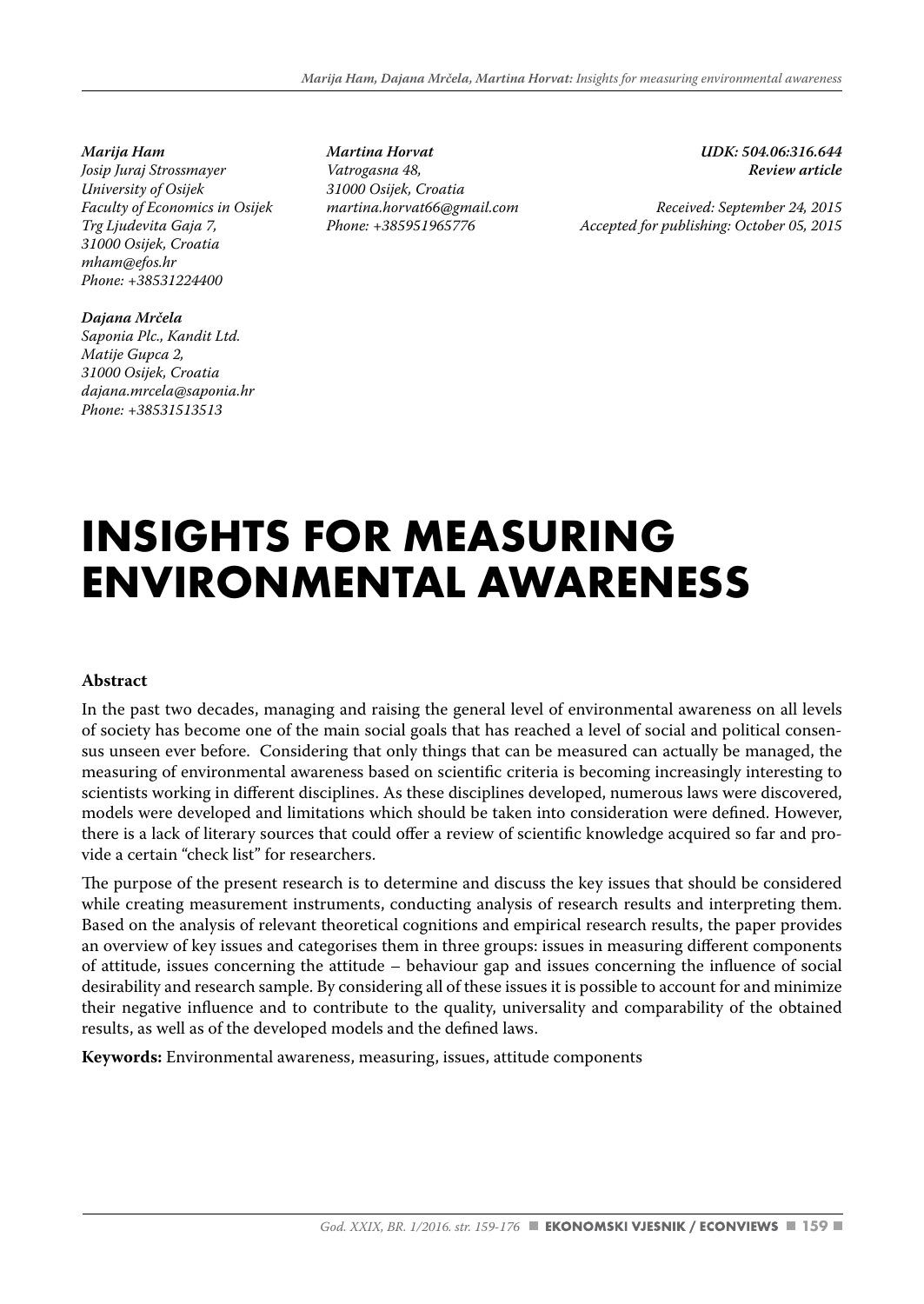*Marija Ham*
*Josip Juraj Strossmayer University of Osijek*
*Faculty of Economics in Osijek*
*Trg Ljudevita Gaja 7,*
*31000 Osijek, Croatia*
*mham@efos.hr*
*Phone: +38531224400*

*Dajana Mrčela*
*Saponia Plc., Kandit Ltd.*
*Matije Gupca 2,*
*31000 Osijek, Croatia*
*dajana.mrcela@saponia.hr*
*Phone: +38531513513*

*Martina Horvat*
*Vatrogasna 48,*
*31000 Osijek, Croatia*
*martina.horvat66@gmail.com*
*Phone: +385951965776*

*UDK: 504.06:316.644*
*Review article*

*Received: September 24, 2015*
*Accepted for publishing: October 05, 2015*

# INSIGHTS FOR MEASURING ENVIRONMENTAL AWARENESS

**Abstract**

In the past two decades, managing and raising the general level of environmental awareness on all levels of society has become one of the main social goals that has reached a level of social and political consensus unseen ever before. Considering that only things that can be measured can actually be managed, the measuring of environmental awareness based on scientific criteria is becoming increasingly interesting to scientists working in different disciplines. As these disciplines developed, numerous laws were discovered, models were developed and limitations which should be taken into consideration were defined. However, there is a lack of literary sources that could offer a review of scientific knowledge acquired so far and provide a certain "check list" for researchers.

The purpose of the present research is to determine and discuss the key issues that should be considered while creating measurement instruments, conducting analysis of research results and interpreting them. Based on the analysis of relevant theoretical cognitions and empirical research results, the paper provides an overview of key issues and categorises them in three groups: issues in measuring different components of attitude, issues concerning the attitude – behaviour gap and issues concerning the influence of social desirability and research sample. By considering all of these issues it is possible to account for and minimize their negative influence and to contribute to the quality, universality and comparability of the obtained results, as well as of the developed models and the defined laws.

**Keywords:** Environmental awareness, measuring, issues, attitude components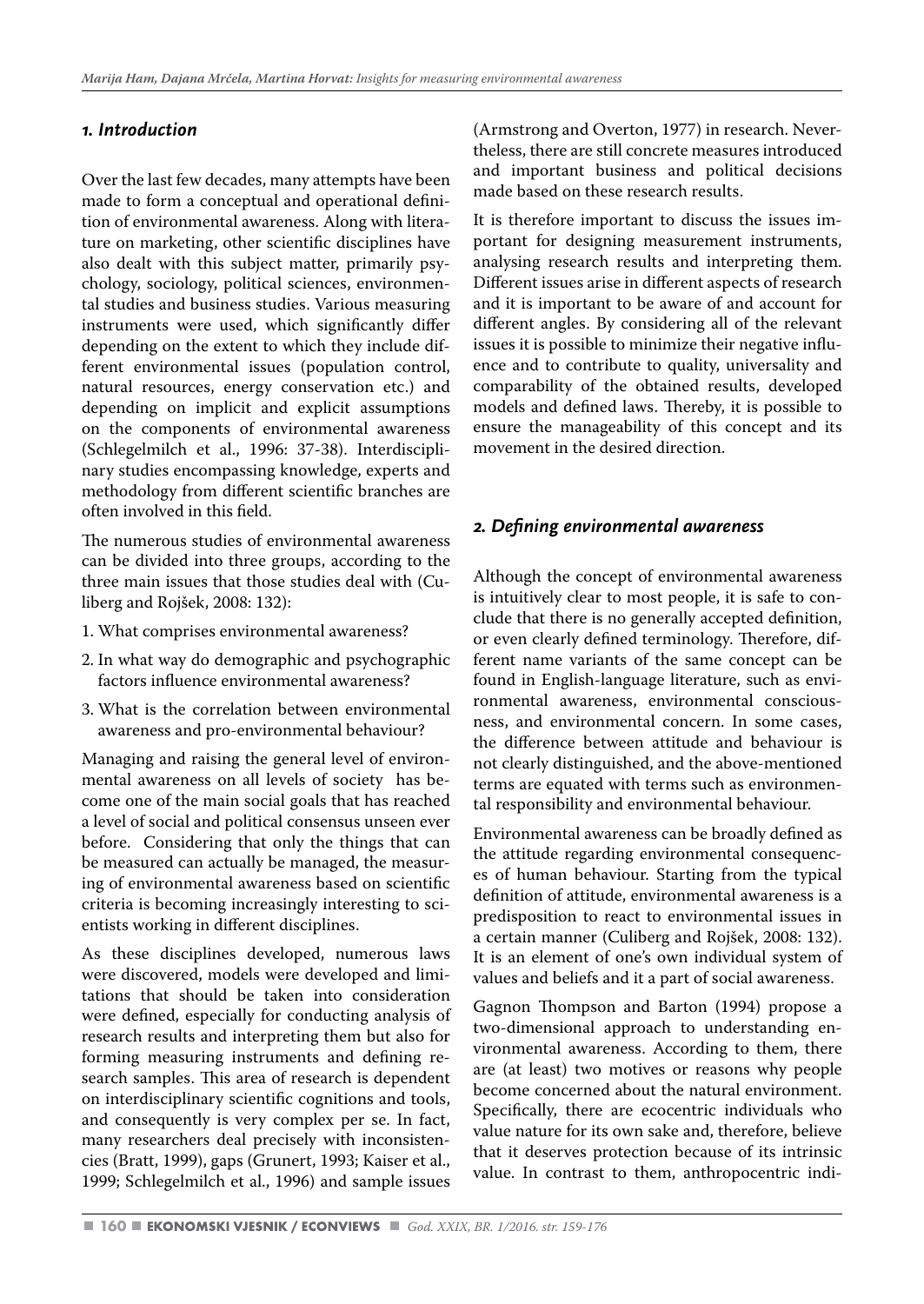## 1. Introduction

Over the last few decades, many attempts have been made to form a conceptual and operational definition of environmental awareness. Along with literature on marketing, other scientific disciplines have also dealt with this subject matter, primarily psychology, sociology, political sciences, environmental studies and business studies. Various measuring instruments were used, which significantly differ depending on the extent to which they include different environmental issues (population control, natural resources, energy conservation etc.) and depending on implicit and explicit assumptions on the components of environmental awareness (Schlegelmilch et al., 1996: 37-38). Interdisciplinary studies encompassing knowledge, experts and methodology from different scientific branches are often involved in this field.

The numerous studies of environmental awareness can be divided into three groups, according to the three main issues that those studies deal with (Culiberg and Rojšek, 2008: 132):

1. What comprises environmental awareness?
2. In what way do demographic and psychographic factors influence environmental awareness?
3. What is the correlation between environmental awareness and pro-environmental behaviour?

Managing and raising the general level of environmental awareness on all levels of society has become one of the main social goals that has reached a level of social and political consensus unseen ever before. Considering that only the things that can be measured can actually be managed, the measuring of environmental awareness based on scientific criteria is becoming increasingly interesting to scientists working in different disciplines.

As these disciplines developed, numerous laws were discovered, models were developed and limitations that should be taken into consideration were defined, especially for conducting analysis of research results and interpreting them but also for forming measuring instruments and defining research samples. This area of research is dependent on interdisciplinary scientific cognitions and tools, and consequently is very complex per se. In fact, many researchers deal precisely with inconsistencies (Bratt, 1999), gaps (Grunert, 1993; Kaiser et al., 1999; Schlegelmilch et al., 1996) and sample issues (Armstrong and Overton, 1977) in research. Nevertheless, there are still concrete measures introduced and important business and political decisions made based on these research results.

It is therefore important to discuss the issues important for designing measurement instruments, analysing research results and interpreting them. Different issues arise in different aspects of research and it is important to be aware of and account for different angles. By considering all of the relevant issues it is possible to minimize their negative influence and to contribute to quality, universality and comparability of the obtained results, developed models and defined laws. Thereby, it is possible to ensure the manageability of this concept and its movement in the desired direction.

## 2. Defining environmental awareness

Although the concept of environmental awareness is intuitively clear to most people, it is safe to conclude that there is no generally accepted definition, or even clearly defined terminology. Therefore, different name variants of the same concept can be found in English-language literature, such as environmental awareness, environmental consciousness, and environmental concern. In some cases, the difference between attitude and behaviour is not clearly distinguished, and the above-mentioned terms are equated with terms such as environmental responsibility and environmental behaviour.

Environmental awareness can be broadly defined as the attitude regarding environmental consequences of human behaviour. Starting from the typical definition of attitude, environmental awareness is a predisposition to react to environmental issues in a certain manner (Culiberg and Rojšek, 2008: 132). It is an element of one's own individual system of values and beliefs and it a part of social awareness.

Gagnon Thompson and Barton (1994) propose a two-dimensional approach to understanding environmental awareness. According to them, there are (at least) two motives or reasons why people become concerned about the natural environment. Specifically, there are ecocentric individuals who value nature for its own sake and, therefore, believe that it deserves protection because of its intrinsic value. In contrast to them, anthropocentric indi-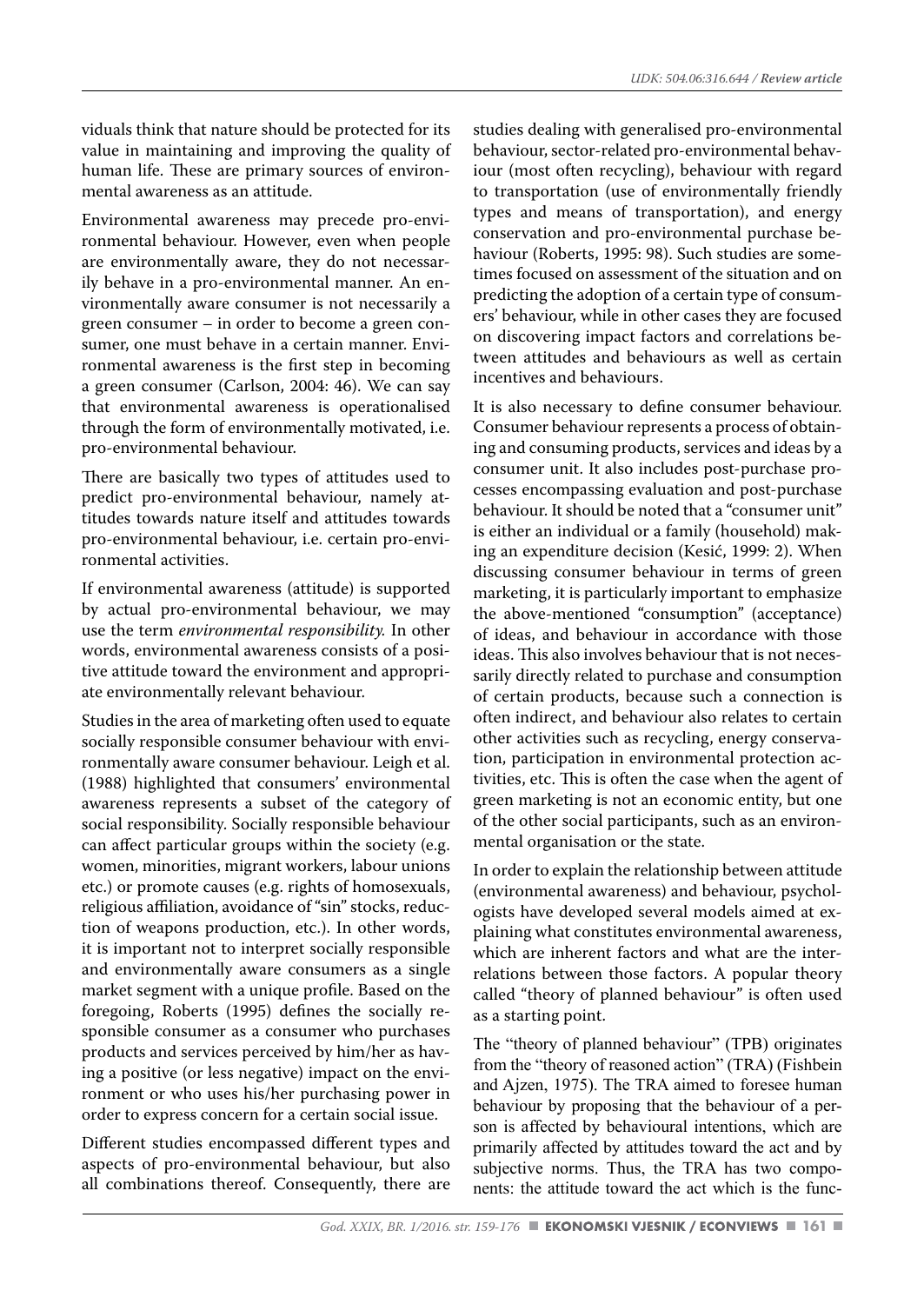viduals think that nature should be protected for its value in maintaining and improving the quality of human life. These are primary sources of environmental awareness as an attitude.

Environmental awareness may precede pro-environmental behaviour. However, even when people are environmentally aware, they do not necessarily behave in a pro-environmental manner. An environmentally aware consumer is not necessarily a green consumer – in order to become a green consumer, one must behave in a certain manner. Environmental awareness is the first step in becoming a green consumer (Carlson, 2004: 46). We can say that environmental awareness is operationalised through the form of environmentally motivated, i.e. pro-environmental behaviour.

There are basically two types of attitudes used to predict pro-environmental behaviour, namely attitudes towards nature itself and attitudes towards pro-environmental behaviour, i.e. certain pro-environmental activities.

If environmental awareness (attitude) is supported by actual pro-environmental behaviour, we may use the term *environmental responsibility.* In other words, environmental awareness consists of a positive attitude toward the environment and appropriate environmentally relevant behaviour.

Studies in the area of marketing often used to equate socially responsible consumer behaviour with environmentally aware consumer behaviour. Leigh et al. (1988) highlighted that consumers' environmental awareness represents a subset of the category of social responsibility. Socially responsible behaviour can affect particular groups within the society (e.g. women, minorities, migrant workers, labour unions etc.) or promote causes (e.g. rights of homosexuals, religious affiliation, avoidance of "sin" stocks, reduction of weapons production, etc.). In other words, it is important not to interpret socially responsible and environmentally aware consumers as a single market segment with a unique profile. Based on the foregoing, Roberts (1995) defines the socially responsible consumer as a consumer who purchases products and services perceived by him/her as having a positive (or less negative) impact on the environment or who uses his/her purchasing power in order to express concern for a certain social issue.

Different studies encompassed different types and aspects of pro-environmental behaviour, but also all combinations thereof. Consequently, there are studies dealing with generalised pro-environmental behaviour, sector-related pro-environmental behaviour (most often recycling), behaviour with regard to transportation (use of environmentally friendly types and means of transportation), and energy conservation and pro-environmental purchase behaviour (Roberts, 1995: 98). Such studies are sometimes focused on assessment of the situation and on predicting the adoption of a certain type of consumers' behaviour, while in other cases they are focused on discovering impact factors and correlations between attitudes and behaviours as well as certain incentives and behaviours.

It is also necessary to define consumer behaviour. Consumer behaviour represents a process of obtaining and consuming products, services and ideas by a consumer unit. It also includes post-purchase processes encompassing evaluation and post-purchase behaviour. It should be noted that a "consumer unit" is either an individual or a family (household) making an expenditure decision (Kesić, 1999: 2). When discussing consumer behaviour in terms of green marketing, it is particularly important to emphasize the above-mentioned "consumption" (acceptance) of ideas, and behaviour in accordance with those ideas. This also involves behaviour that is not necessarily directly related to purchase and consumption of certain products, because such a connection is often indirect, and behaviour also relates to certain other activities such as recycling, energy conservation, participation in environmental protection activities, etc. This is often the case when the agent of green marketing is not an economic entity, but one of the other social participants, such as an environmental organisation or the state.

In order to explain the relationship between attitude (environmental awareness) and behaviour, psychologists have developed several models aimed at explaining what constitutes environmental awareness, which are inherent factors and what are the interrelations between those factors. A popular theory called "theory of planned behaviour" is often used as a starting point.

The "theory of planned behaviour" (TPB) originates from the "theory of reasoned action" (TRA) (Fishbein and Ajzen, 1975). The TRA aimed to foresee human behaviour by proposing that the behaviour of a person is affected by behavioural intentions, which are primarily affected by attitudes toward the act and by subjective norms. Thus, the TRA has two components: the attitude toward the act which is the func-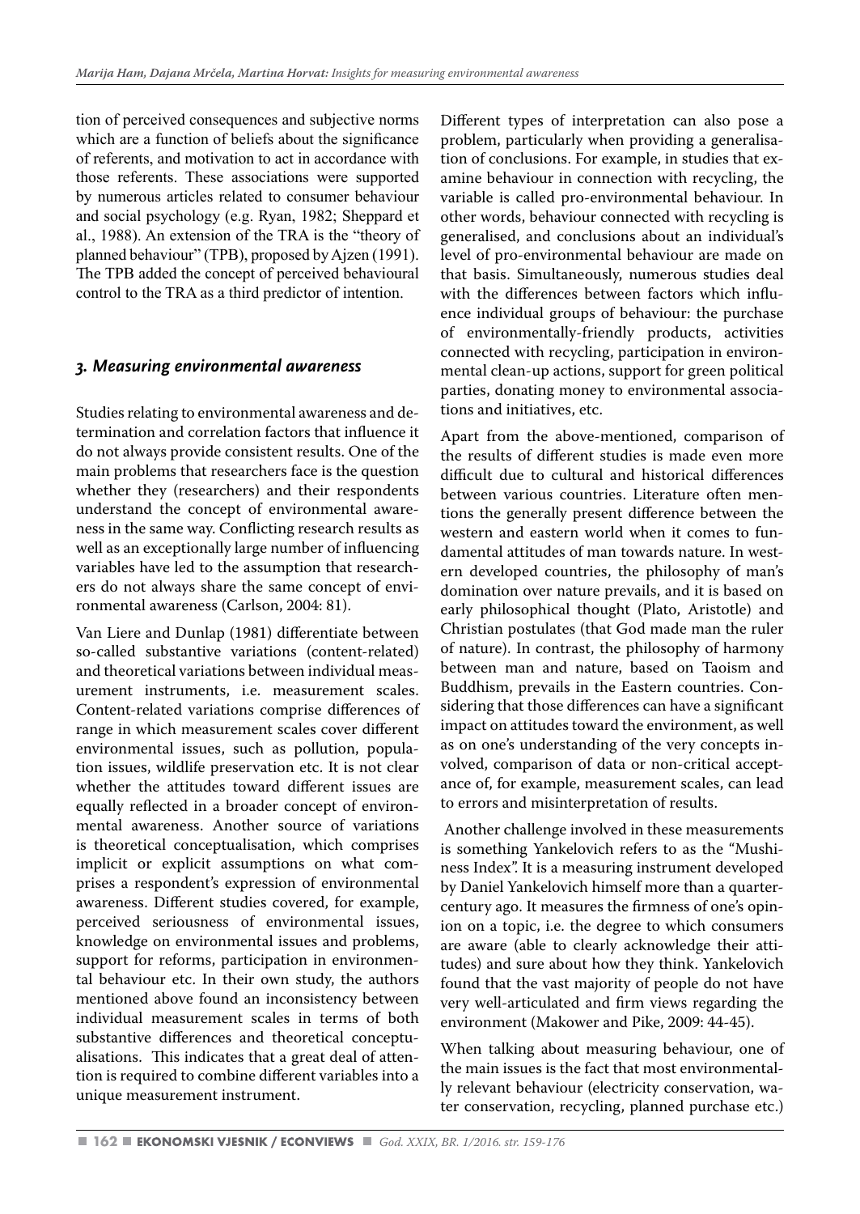tion of perceived consequences and subjective norms which are a function of beliefs about the significance of referents, and motivation to act in accordance with those referents. These associations were supported by numerous articles related to consumer behaviour and social psychology (e.g. Ryan, 1982; Sheppard et al., 1988). An extension of the TRA is the "theory of planned behaviour" (TPB), proposed by Ajzen (1991). The TPB added the concept of perceived behavioural control to the TRA as a third predictor of intention.

## *3. Measuring environmental awareness*

Studies relating to environmental awareness and determination and correlation factors that influence it do not always provide consistent results. One of the main problems that researchers face is the question whether they (researchers) and their respondents understand the concept of environmental awareness in the same way. Conflicting research results as well as an exceptionally large number of influencing variables have led to the assumption that researchers do not always share the same concept of environmental awareness (Carlson, 2004: 81).

Van Liere and Dunlap (1981) differentiate between so-called substantive variations (content-related) and theoretical variations between individual measurement instruments, i.e. measurement scales. Content-related variations comprise differences of range in which measurement scales cover different environmental issues, such as pollution, population issues, wildlife preservation etc. It is not clear whether the attitudes toward different issues are equally reflected in a broader concept of environmental awareness. Another source of variations is theoretical conceptualisation, which comprises implicit or explicit assumptions on what comprises a respondent's expression of environmental awareness. Different studies covered, for example, perceived seriousness of environmental issues, knowledge on environmental issues and problems, support for reforms, participation in environmental behaviour etc. In their own study, the authors mentioned above found an inconsistency between individual measurement scales in terms of both substantive differences and theoretical conceptualisations. This indicates that a great deal of attention is required to combine different variables into a unique measurement instrument.

Different types of interpretation can also pose a problem, particularly when providing a generalisation of conclusions. For example, in studies that examine behaviour in connection with recycling, the variable is called pro-environmental behaviour. In other words, behaviour connected with recycling is generalised, and conclusions about an individual's level of pro-environmental behaviour are made on that basis. Simultaneously, numerous studies deal with the differences between factors which influence individual groups of behaviour: the purchase of environmentally-friendly products, activities connected with recycling, participation in environmental clean-up actions, support for green political parties, donating money to environmental associations and initiatives, etc.

Apart from the above-mentioned, comparison of the results of different studies is made even more difficult due to cultural and historical differences between various countries. Literature often mentions the generally present difference between the western and eastern world when it comes to fundamental attitudes of man towards nature. In western developed countries, the philosophy of man's domination over nature prevails, and it is based on early philosophical thought (Plato, Aristotle) and Christian postulates (that God made man the ruler of nature). In contrast, the philosophy of harmony between man and nature, based on Taoism and Buddhism, prevails in the Eastern countries. Considering that those differences can have a significant impact on attitudes toward the environment, as well as on one's understanding of the very concepts involved, comparison of data or non-critical acceptance of, for example, measurement scales, can lead to errors and misinterpretation of results.

Another challenge involved in these measurements is something Yankelovich refers to as the "Mushiness Index". It is a measuring instrument developed by Daniel Yankelovich himself more than a quarter-century ago. It measures the firmness of one's opinion on a topic, i.e. the degree to which consumers are aware (able to clearly acknowledge their attitudes) and sure about how they think. Yankelovich found that the vast majority of people do not have very well-articulated and firm views regarding the environment (Makower and Pike, 2009: 44-45).

When talking about measuring behaviour, one of the main issues is the fact that most environmentally relevant behaviour (electricity conservation, water conservation, recycling, planned purchase etc.)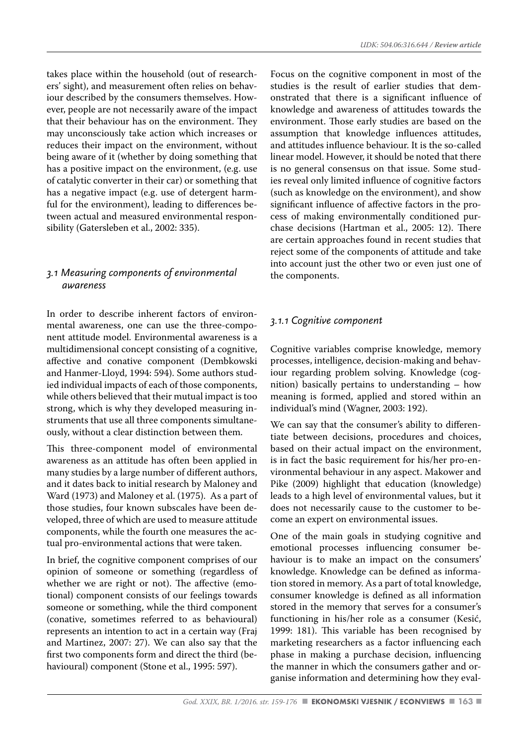takes place within the household (out of researchers' sight), and measurement often relies on behaviour described by the consumers themselves. However, people are not necessarily aware of the impact that their behaviour has on the environment. They may unconsciously take action which increases or reduces their impact on the environment, without being aware of it (whether by doing something that has a positive impact on the environment, (e.g. use of catalytic converter in their car) or something that has a negative impact (e.g. use of detergent harmful for the environment), leading to differences between actual and measured environmental responsibility (Gatersleben et al., 2002: 335).

### *3.1 Measuring components of environmental awareness*

In order to describe inherent factors of environmental awareness, one can use the three-component attitude model. Environmental awareness is a multidimensional concept consisting of a cognitive, affective and conative component (Dembkowski and Hanmer-Lloyd, 1994: 594). Some authors studied individual impacts of each of those components, while others believed that their mutual impact is too strong, which is why they developed measuring instruments that use all three components simultaneously, without a clear distinction between them.

This three-component model of environmental awareness as an attitude has often been applied in many studies by a large number of different authors, and it dates back to initial research by Maloney and Ward (1973) and Maloney et al. (1975). As a part of those studies, four known subscales have been developed, three of which are used to measure attitude components, while the fourth one measures the actual pro-environmental actions that were taken.

In brief, the cognitive component comprises of our opinion of someone or something (regardless of whether we are right or not). The affective (emotional) component consists of our feelings towards someone or something, while the third component (conative, sometimes referred to as behavioural) represents an intention to act in a certain way (Fraj and Martinez, 2007: 27). We can also say that the first two components form and direct the third (behavioural) component (Stone et al., 1995: 597).

Focus on the cognitive component in most of the studies is the result of earlier studies that demonstrated that there is a significant influence of knowledge and awareness of attitudes towards the environment. Those early studies are based on the assumption that knowledge influences attitudes, and attitudes influence behaviour. It is the so-called linear model. However, it should be noted that there is no general consensus on that issue. Some studies reveal only limited influence of cognitive factors (such as knowledge on the environment), and show significant influence of affective factors in the process of making environmentally conditioned purchase decisions (Hartman et al., 2005: 12). There are certain approaches found in recent studies that reject some of the components of attitude and take into account just the other two or even just one of the components.

#### *3.1.1 Cognitive component*

Cognitive variables comprise knowledge, memory processes, intelligence, decision-making and behaviour regarding problem solving. Knowledge (cognition) basically pertains to understanding – how meaning is formed, applied and stored within an individual's mind (Wagner, 2003: 192).

We can say that the consumer's ability to differentiate between decisions, procedures and choices, based on their actual impact on the environment, is in fact the basic requirement for his/her pro-environmental behaviour in any aspect. Makower and Pike (2009) highlight that education (knowledge) leads to a high level of environmental values, but it does not necessarily cause to the customer to become an expert on environmental issues.

One of the main goals in studying cognitive and emotional processes influencing consumer behaviour is to make an impact on the consumers' knowledge. Knowledge can be defined as information stored in memory. As a part of total knowledge, consumer knowledge is defined as all information stored in the memory that serves for a consumer's functioning in his/her role as a consumer (Kesić, 1999: 181). This variable has been recognised by marketing researchers as a factor influencing each phase in making a purchase decision, influencing the manner in which the consumers gather and organise information and determining how they eval-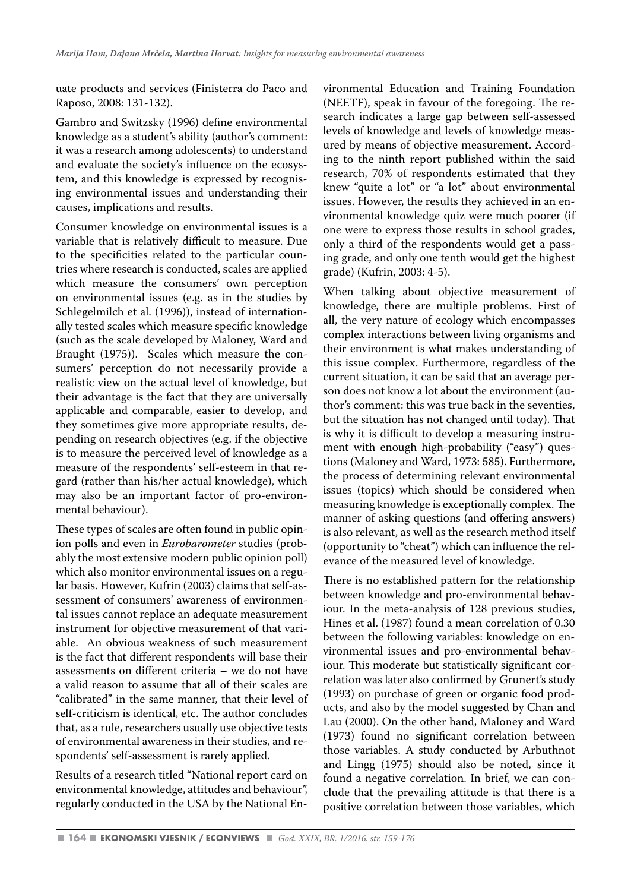uate products and services (Finisterra do Paco and Raposo, 2008: 131-132).

Gambro and Switzsky (1996) define environmental knowledge as a student's ability (author's comment: it was a research among adolescents) to understand and evaluate the society's influence on the ecosystem, and this knowledge is expressed by recognising environmental issues and understanding their causes, implications and results.

Consumer knowledge on environmental issues is a variable that is relatively difficult to measure. Due to the specificities related to the particular countries where research is conducted, scales are applied which measure the consumers' own perception on environmental issues (e.g. as in the studies by Schlegelmilch et al. (1996)), instead of internationally tested scales which measure specific knowledge (such as the scale developed by Maloney, Ward and Braught (1975)). Scales which measure the consumers' perception do not necessarily provide a realistic view on the actual level of knowledge, but their advantage is the fact that they are universally applicable and comparable, easier to develop, and they sometimes give more appropriate results, depending on research objectives (e.g. if the objective is to measure the perceived level of knowledge as a measure of the respondents' self-esteem in that regard (rather than his/her actual knowledge), which may also be an important factor of pro-environmental behaviour).

These types of scales are often found in public opinion polls and even in *Eurobarometer* studies (probably the most extensive modern public opinion poll) which also monitor environmental issues on a regular basis. However, Kufrin (2003) claims that self-assessment of consumers' awareness of environmental issues cannot replace an adequate measurement instrument for objective measurement of that variable. An obvious weakness of such measurement is the fact that different respondents will base their assessments on different criteria – we do not have a valid reason to assume that all of their scales are "calibrated" in the same manner, that their level of self-criticism is identical, etc. The author concludes that, as a rule, researchers usually use objective tests of environmental awareness in their studies, and respondents' self-assessment is rarely applied.

Results of a research titled "National report card on environmental knowledge, attitudes and behaviour", regularly conducted in the USA by the National Environmental Education and Training Foundation (NEETF), speak in favour of the foregoing. The research indicates a large gap between self-assessed levels of knowledge and levels of knowledge measured by means of objective measurement. According to the ninth report published within the said research, 70% of respondents estimated that they knew "quite a lot" or "a lot" about environmental issues. However, the results they achieved in an environmental knowledge quiz were much poorer (if one were to express those results in school grades, only a third of the respondents would get a passing grade, and only one tenth would get the highest grade) (Kufrin, 2003: 4-5).

When talking about objective measurement of knowledge, there are multiple problems. First of all, the very nature of ecology which encompasses complex interactions between living organisms and their environment is what makes understanding of this issue complex. Furthermore, regardless of the current situation, it can be said that an average person does not know a lot about the environment (author's comment: this was true back in the seventies, but the situation has not changed until today). That is why it is difficult to develop a measuring instrument with enough high-probability ("easy") questions (Maloney and Ward, 1973: 585). Furthermore, the process of determining relevant environmental issues (topics) which should be considered when measuring knowledge is exceptionally complex. The manner of asking questions (and offering answers) is also relevant, as well as the research method itself (opportunity to "cheat") which can influence the relevance of the measured level of knowledge.

There is no established pattern for the relationship between knowledge and pro-environmental behaviour. In the meta-analysis of 128 previous studies, Hines et al. (1987) found a mean correlation of 0.30 between the following variables: knowledge on environmental issues and pro-environmental behaviour. This moderate but statistically significant correlation was later also confirmed by Grunert's study (1993) on purchase of green or organic food products, and also by the model suggested by Chan and Lau (2000). On the other hand, Maloney and Ward (1973) found no significant correlation between those variables. A study conducted by Arbuthnot and Lingg (1975) should also be noted, since it found a negative correlation. In brief, we can conclude that the prevailing attitude is that there is a positive correlation between those variables, which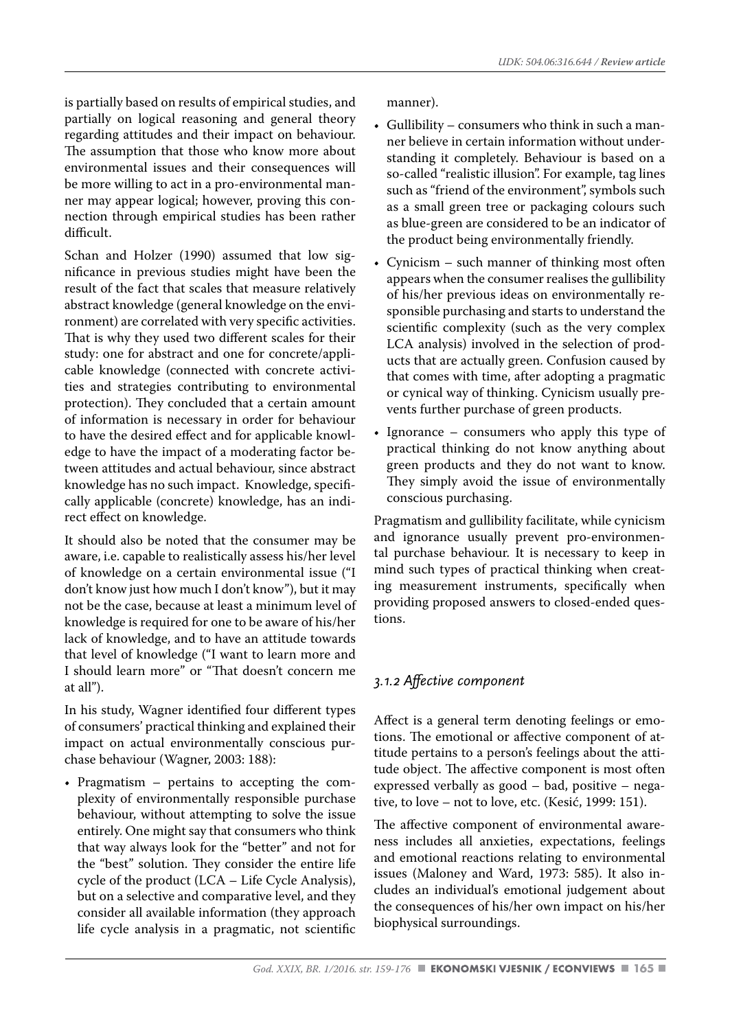is partially based on results of empirical studies, and partially on logical reasoning and general theory regarding attitudes and their impact on behaviour. The assumption that those who know more about environmental issues and their consequences will be more willing to act in a pro-environmental manner may appear logical; however, proving this connection through empirical studies has been rather difficult.

Schan and Holzer (1990) assumed that low significance in previous studies might have been the result of the fact that scales that measure relatively abstract knowledge (general knowledge on the environment) are correlated with very specific activities. That is why they used two different scales for their study: one for abstract and one for concrete/applicable knowledge (connected with concrete activities and strategies contributing to environmental protection). They concluded that a certain amount of information is necessary in order for behaviour to have the desired effect and for applicable knowledge to have the impact of a moderating factor between attitudes and actual behaviour, since abstract knowledge has no such impact. Knowledge, specifically applicable (concrete) knowledge, has an indirect effect on knowledge.

It should also be noted that the consumer may be aware, i.e. capable to realistically assess his/her level of knowledge on a certain environmental issue ("I don't know just how much I don't know"), but it may not be the case, because at least a minimum level of knowledge is required for one to be aware of his/her lack of knowledge, and to have an attitude towards that level of knowledge ("I want to learn more and I should learn more" or "That doesn't concern me at all").

In his study, Wagner identified four different types of consumers' practical thinking and explained their impact on actual environmentally conscious purchase behaviour (Wagner, 2003: 188):

- Pragmatism – pertains to accepting the complexity of environmentally responsible purchase behaviour, without attempting to solve the issue entirely. One might say that consumers who think that way always look for the "better" and not for the "best" solution. They consider the entire life cycle of the product (LCA – Life Cycle Analysis), but on a selective and comparative level, and they consider all available information (they approach life cycle analysis in a pragmatic, not scientific manner).
- Gullibility – consumers who think in such a manner believe in certain information without understanding it completely. Behaviour is based on a so-called "realistic illusion". For example, tag lines such as "friend of the environment", symbols such as a small green tree or packaging colours such as blue-green are considered to be an indicator of the product being environmentally friendly.
- Cynicism – such manner of thinking most often appears when the consumer realises the gullibility of his/her previous ideas on environmentally responsible purchasing and starts to understand the scientific complexity (such as the very complex LCA analysis) involved in the selection of products that are actually green. Confusion caused by that comes with time, after adopting a pragmatic or cynical way of thinking. Cynicism usually prevents further purchase of green products.
- Ignorance – consumers who apply this type of practical thinking do not know anything about green products and they do not want to know. They simply avoid the issue of environmentally conscious purchasing.

Pragmatism and gullibility facilitate, while cynicism and ignorance usually prevent pro-environmental purchase behaviour. It is necessary to keep in mind such types of practical thinking when creating measurement instruments, specifically when providing proposed answers to closed-ended questions.

### *3.1.2 Affective component*

Affect is a general term denoting feelings or emotions. The emotional or affective component of attitude pertains to a person's feelings about the attitude object. The affective component is most often expressed verbally as good – bad, positive – negative, to love – not to love, etc. (Kesić, 1999: 151).

The affective component of environmental awareness includes all anxieties, expectations, feelings and emotional reactions relating to environmental issues (Maloney and Ward, 1973: 585). It also includes an individual's emotional judgement about the consequences of his/her own impact on his/her biophysical surroundings.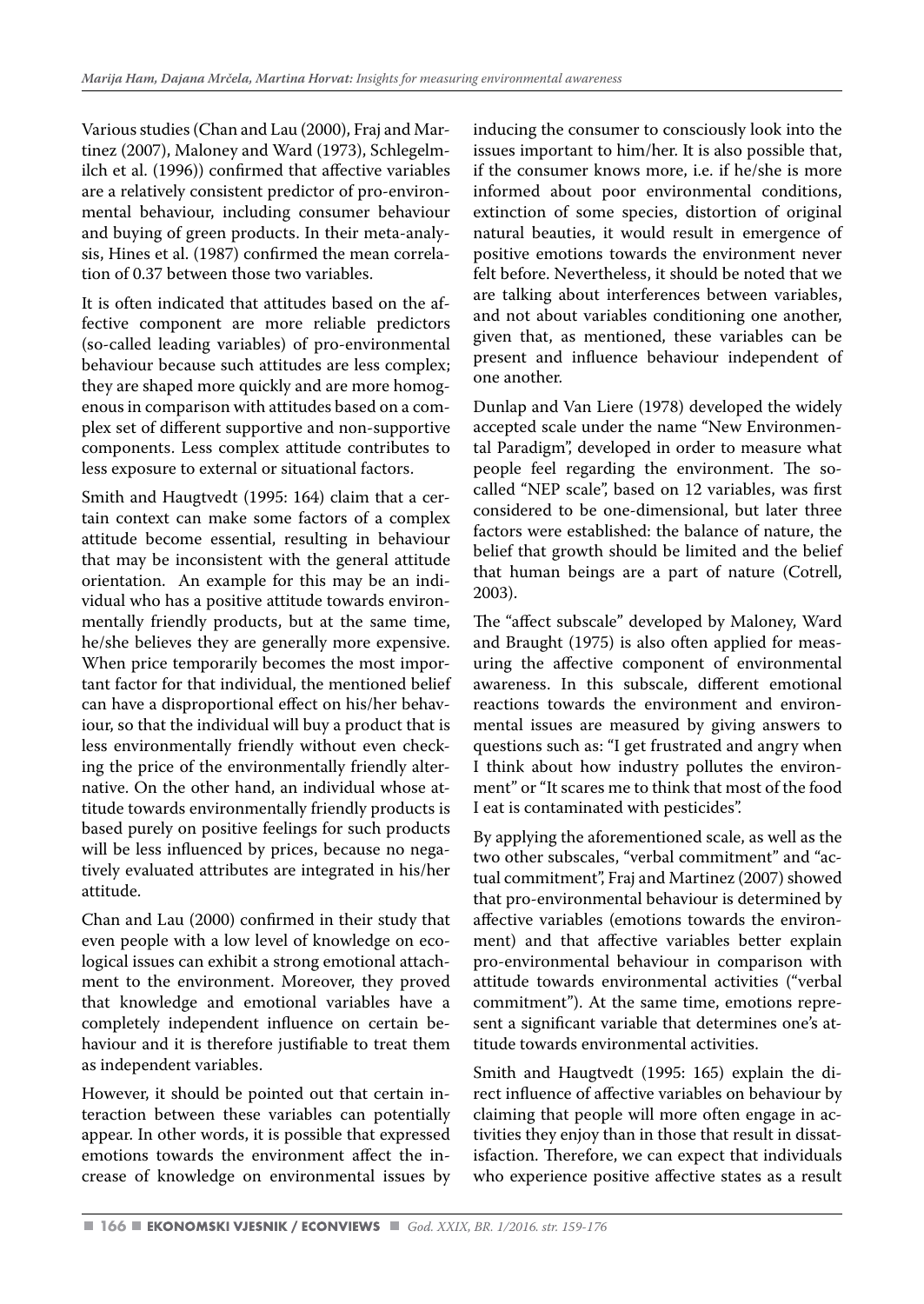Various studies (Chan and Lau (2000), Fraj and Martinez (2007), Maloney and Ward (1973), Schlegelmilch et al. (1996)) confirmed that affective variables are a relatively consistent predictor of pro-environmental behaviour, including consumer behaviour and buying of green products. In their meta-analysis, Hines et al. (1987) confirmed the mean correlation of 0.37 between those two variables.

It is often indicated that attitudes based on the affective component are more reliable predictors (so-called leading variables) of pro-environmental behaviour because such attitudes are less complex; they are shaped more quickly and are more homogenous in comparison with attitudes based on a complex set of different supportive and non-supportive components. Less complex attitude contributes to less exposure to external or situational factors.

Smith and Haugtvedt (1995: 164) claim that a certain context can make some factors of a complex attitude become essential, resulting in behaviour that may be inconsistent with the general attitude orientation. An example for this may be an individual who has a positive attitude towards environmentally friendly products, but at the same time, he/she believes they are generally more expensive. When price temporarily becomes the most important factor for that individual, the mentioned belief can have a disproportional effect on his/her behaviour, so that the individual will buy a product that is less environmentally friendly without even checking the price of the environmentally friendly alternative. On the other hand, an individual whose attitude towards environmentally friendly products is based purely on positive feelings for such products will be less influenced by prices, because no negatively evaluated attributes are integrated in his/her attitude.

Chan and Lau (2000) confirmed in their study that even people with a low level of knowledge on ecological issues can exhibit a strong emotional attachment to the environment. Moreover, they proved that knowledge and emotional variables have a completely independent influence on certain behaviour and it is therefore justifiable to treat them as independent variables.

However, it should be pointed out that certain interaction between these variables can potentially appear. In other words, it is possible that expressed emotions towards the environment affect the increase of knowledge on environmental issues by inducing the consumer to consciously look into the issues important to him/her. It is also possible that, if the consumer knows more, i.e. if he/she is more informed about poor environmental conditions, extinction of some species, distortion of original natural beauties, it would result in emergence of positive emotions towards the environment never felt before. Nevertheless, it should be noted that we are talking about interferences between variables, and not about variables conditioning one another, given that, as mentioned, these variables can be present and influence behaviour independent of one another.

Dunlap and Van Liere (1978) developed the widely accepted scale under the name "New Environmental Paradigm", developed in order to measure what people feel regarding the environment. The so-called "NEP scale", based on 12 variables, was first considered to be one-dimensional, but later three factors were established: the balance of nature, the belief that growth should be limited and the belief that human beings are a part of nature (Cotrell, 2003).

The "affect subscale" developed by Maloney, Ward and Braught (1975) is also often applied for measuring the affective component of environmental awareness. In this subscale, different emotional reactions towards the environment and environmental issues are measured by giving answers to questions such as: "I get frustrated and angry when I think about how industry pollutes the environment" or "It scares me to think that most of the food I eat is contaminated with pesticides".

By applying the aforementioned scale, as well as the two other subscales, "verbal commitment" and "actual commitment", Fraj and Martinez (2007) showed that pro-environmental behaviour is determined by affective variables (emotions towards the environment) and that affective variables better explain pro-environmental behaviour in comparison with attitude towards environmental activities ("verbal commitment"). At the same time, emotions represent a significant variable that determines one's attitude towards environmental activities.

Smith and Haugtvedt (1995: 165) explain the direct influence of affective variables on behaviour by claiming that people will more often engage in activities they enjoy than in those that result in dissatisfaction. Therefore, we can expect that individuals who experience positive affective states as a result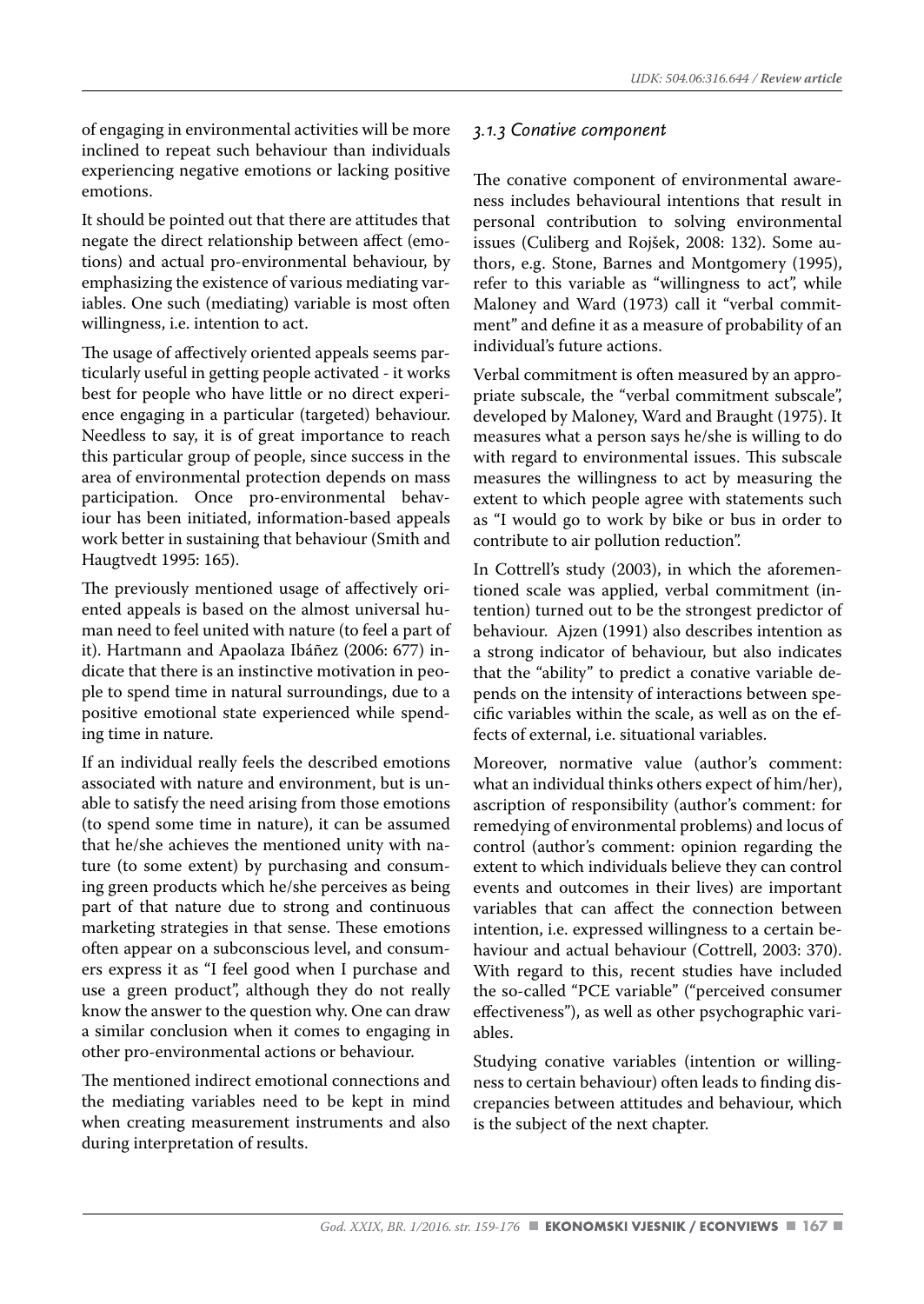of engaging in environmental activities will be more inclined to repeat such behaviour than individuals experiencing negative emotions or lacking positive emotions.

It should be pointed out that there are attitudes that negate the direct relationship between affect (emotions) and actual pro-environmental behaviour, by emphasizing the existence of various mediating variables. One such (mediating) variable is most often willingness, i.e. intention to act.

The usage of affectively oriented appeals seems particularly useful in getting people activated - it works best for people who have little or no direct experience engaging in a particular (targeted) behaviour. Needless to say, it is of great importance to reach this particular group of people, since success in the area of environmental protection depends on mass participation. Once pro-environmental behaviour has been initiated, information-based appeals work better in sustaining that behaviour (Smith and Haugtvedt 1995: 165).

The previously mentioned usage of affectively oriented appeals is based on the almost universal human need to feel united with nature (to feel a part of it). Hartmann and Apaolaza Ibáñez (2006: 677) indicate that there is an instinctive motivation in people to spend time in natural surroundings, due to a positive emotional state experienced while spending time in nature.

If an individual really feels the described emotions associated with nature and environment, but is unable to satisfy the need arising from those emotions (to spend some time in nature), it can be assumed that he/she achieves the mentioned unity with nature (to some extent) by purchasing and consuming green products which he/she perceives as being part of that nature due to strong and continuous marketing strategies in that sense. These emotions often appear on a subconscious level, and consumers express it as "I feel good when I purchase and use a green product", although they do not really know the answer to the question why. One can draw a similar conclusion when it comes to engaging in other pro-environmental actions or behaviour.

The mentioned indirect emotional connections and the mediating variables need to be kept in mind when creating measurement instruments and also during interpretation of results.

### *3.1.3 Conative component*

The conative component of environmental awareness includes behavioural intentions that result in personal contribution to solving environmental issues (Culiberg and Rojšek, 2008: 132). Some authors, e.g. Stone, Barnes and Montgomery (1995), refer to this variable as "willingness to act", while Maloney and Ward (1973) call it "verbal commitment" and define it as a measure of probability of an individual's future actions.

Verbal commitment is often measured by an appropriate subscale, the "verbal commitment subscale", developed by Maloney, Ward and Braught (1975). It measures what a person says he/she is willing to do with regard to environmental issues. This subscale measures the willingness to act by measuring the extent to which people agree with statements such as "I would go to work by bike or bus in order to contribute to air pollution reduction".

In Cottrell's study (2003), in which the aforementioned scale was applied, verbal commitment (intention) turned out to be the strongest predictor of behaviour. Ajzen (1991) also describes intention as a strong indicator of behaviour, but also indicates that the "ability" to predict a conative variable depends on the intensity of interactions between specific variables within the scale, as well as on the effects of external, i.e. situational variables.

Moreover, normative value (author's comment: what an individual thinks others expect of him/her), ascription of responsibility (author's comment: for remedying of environmental problems) and locus of control (author's comment: opinion regarding the extent to which individuals believe they can control events and outcomes in their lives) are important variables that can affect the connection between intention, i.e. expressed willingness to a certain behaviour and actual behaviour (Cottrell, 2003: 370). With regard to this, recent studies have included the so-called "PCE variable" ("perceived consumer effectiveness"), as well as other psychographic variables.

Studying conative variables (intention or willingness to certain behaviour) often leads to finding discrepancies between attitudes and behaviour, which is the subject of the next chapter.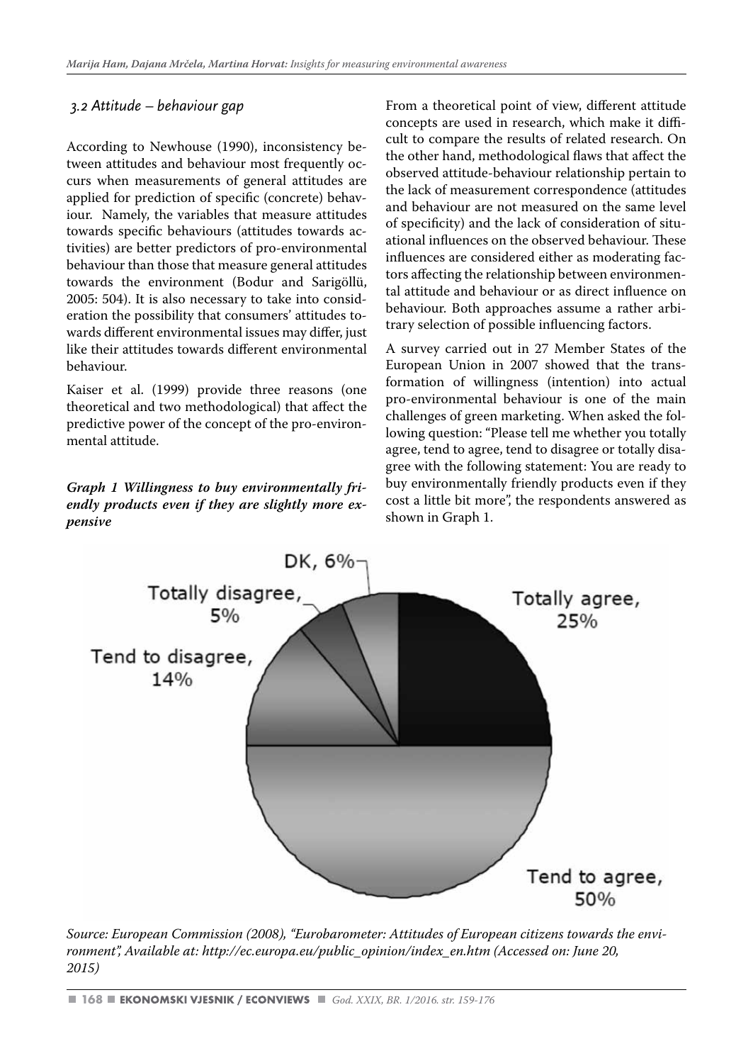### 3.2 Attitude – behaviour gap

According to Newhouse (1990), inconsistency between attitudes and behaviour most frequently occurs when measurements of general attitudes are applied for prediction of specific (concrete) behaviour. Namely, the variables that measure attitudes towards specific behaviours (attitudes towards activities) are better predictors of pro-environmental behaviour than those that measure general attitudes towards the environment (Bodur and Sarigöllü, 2005: 504). It is also necessary to take into consideration the possibility that consumers' attitudes towards different environmental issues may differ, just like their attitudes towards different environmental behaviour.

Kaiser et al. (1999) provide three reasons (one theoretical and two methodological) that affect the predictive power of the concept of the pro-environmental attitude.

From a theoretical point of view, different attitude concepts are used in research, which make it difficult to compare the results of related research. On the other hand, methodological flaws that affect the observed attitude-behaviour relationship pertain to the lack of measurement correspondence (attitudes and behaviour are not measured on the same level of specificity) and the lack of consideration of situational influences on the observed behaviour. These influences are considered either as moderating factors affecting the relationship between environmental attitude and behaviour or as direct influence on behaviour. Both approaches assume a rather arbitrary selection of possible influencing factors.

A survey carried out in 27 Member States of the European Union in 2007 showed that the transformation of willingness (intention) into actual pro-environmental behaviour is one of the main challenges of green marketing. When asked the following question: "Please tell me whether you totally agree, tend to agree, tend to disagree or totally disagree with the following statement: You are ready to buy environmentally friendly products even if they cost a little bit more", the respondents answered as shown in Graph 1.

***Graph 1 Willingness to buy environmentally friendly products even if they are slightly more expensive***

| Response | Share |
| --- | --- |
| Totally agree | 25% |
| Tend to agree | 50% |
| Tend to disagree | 14% |
| Totally disagree | 5% |
| DK | 6% |

*Source: European Commission (2008), "Eurobarometer: Attitudes of European citizens towards the environment", Available at: http://ec.europa.eu/public_opinion/index_en.htm (Accessed on: June 20, 2015)*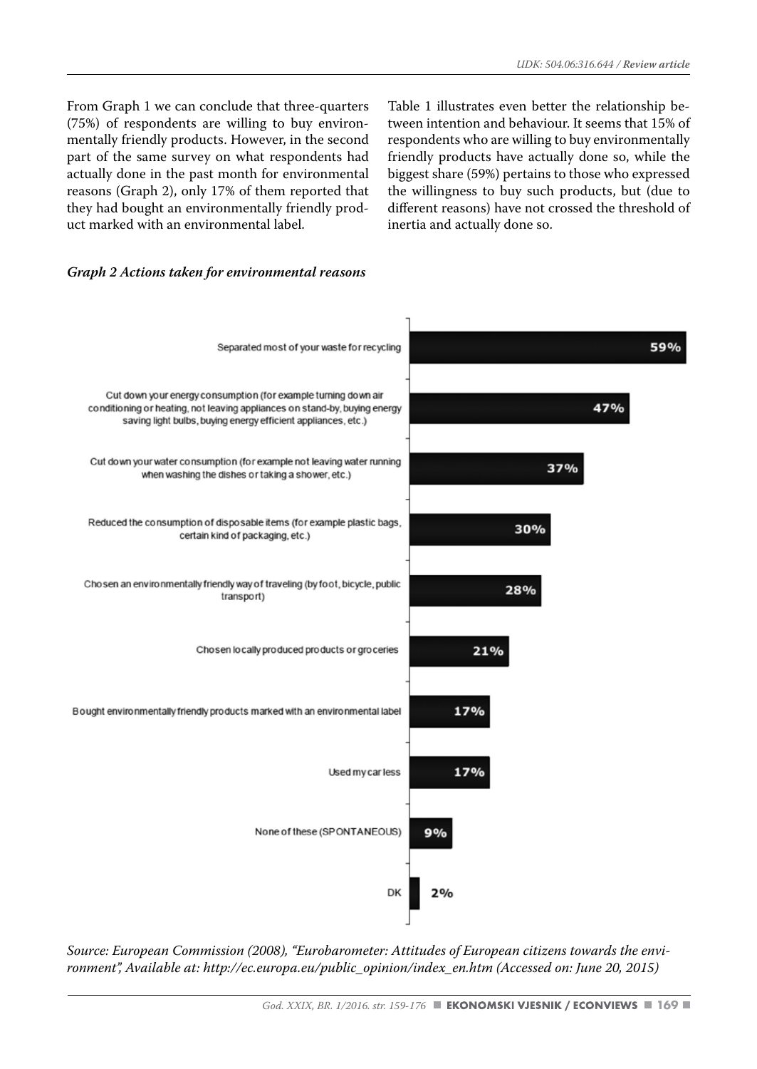From Graph 1 we can conclude that three-quarters (75%) of respondents are willing to buy environmentally friendly products. However, in the second part of the same survey on what respondents had actually done in the past month for environmental reasons (Graph 2), only 17% of them reported that they had bought an environmentally friendly product marked with an environmental label.

Table 1 illustrates even better the relationship between intention and behaviour. It seems that 15% of respondents who are willing to buy environmentally friendly products have actually done so, while the biggest share (59%) pertains to those who expressed the willingness to buy such products, but (due to different reasons) have not crossed the threshold of inertia and actually done so.

***Graph 2 Actions taken for environmental reasons***

| Action | % |
|---|---|
| Separated most of your waste for recycling | 59% |
| Cut down your energy consumption (for example turning down air conditioning or heating, not leaving appliances on stand-by, buying energy saving light bulbs, buying energy efficient appliances, etc.) | 47% |
| Cut down your water consumption (for example not leaving water running when washing the dishes or taking a shower, etc.) | 37% |
| Reduced the consumption of disposable items (for example plastic bags, certain kind of packaging, etc.) | 30% |
| Chosen an environmentally friendly way of traveling (by foot, bicycle, public transport) | 28% |
| Chosen locally produced products or groceries | 21% |
| Bought environmentally friendly products marked with an environmental label | 17% |
| Used my car less | 17% |
| None of these (SPONTANEOUS) | 9% |
| DK | 2% |

*Source: European Commission (2008), "Eurobarometer: Attitudes of European citizens towards the environment", Available at: http://ec.europa.eu/public_opinion/index_en.htm (Accessed on: June 20, 2015)*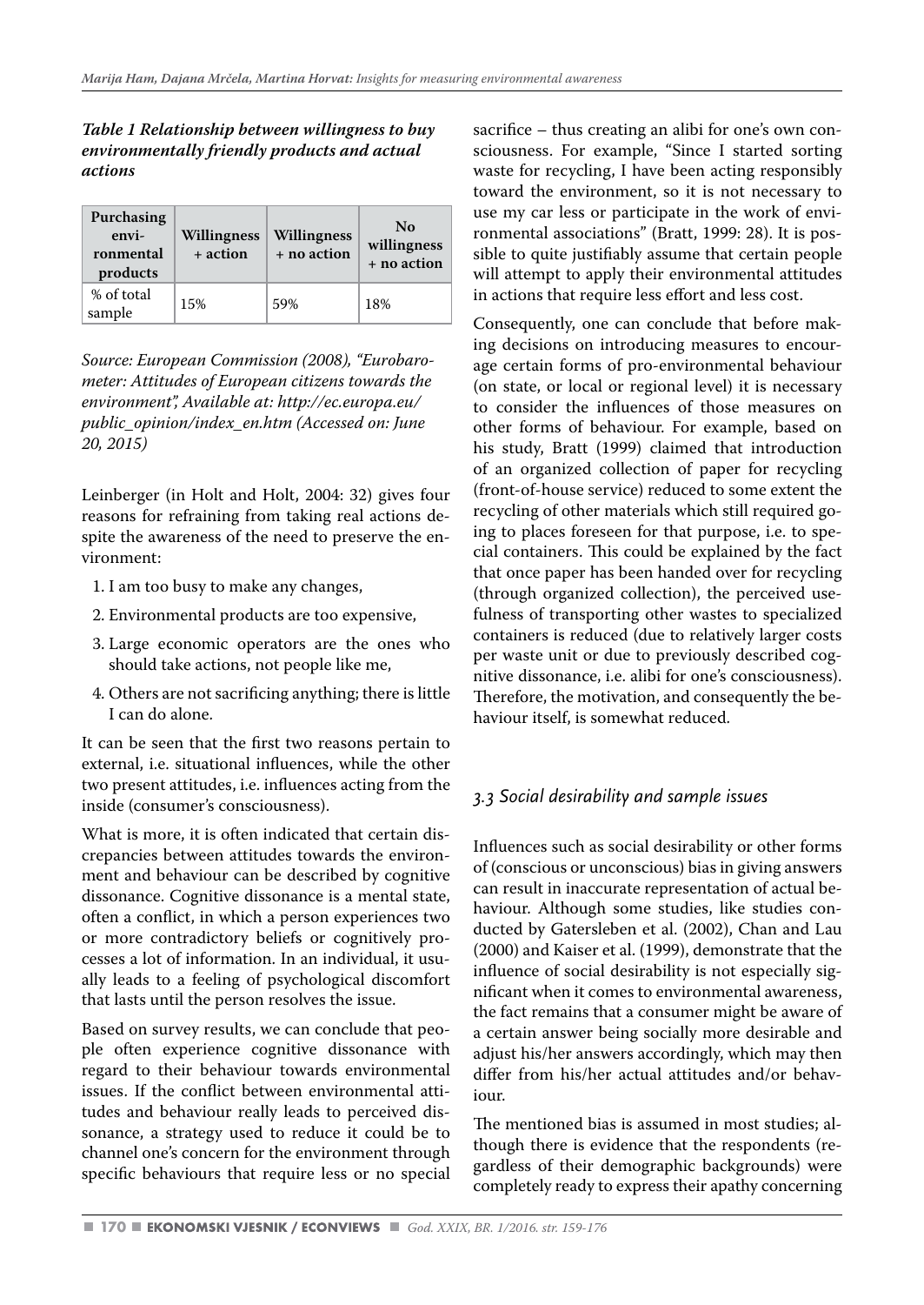***Table 1 Relationship between willingness to buy environmentally friendly products and actual actions***

| Purchasing environmental products | Willingness + action | Willingness + no action | No willingness + no action |
|---|---|---|---|
| % of total sample | 15% | 59% | 18% |

*Source: European Commission (2008), "Eurobarometer: Attitudes of European citizens towards the environment", Available at: http://ec.europa.eu/public_opinion/index_en.htm (Accessed on: June 20, 2015)*

Leinberger (in Holt and Holt, 2004: 32) gives four reasons for refraining from taking real actions despite the awareness of the need to preserve the environment:

1. I am too busy to make any changes,
2. Environmental products are too expensive,
3. Large economic operators are the ones who should take actions, not people like me,
4. Others are not sacrificing anything; there is little I can do alone.

It can be seen that the first two reasons pertain to external, i.e. situational influences, while the other two present attitudes, i.e. influences acting from the inside (consumer's consciousness).

What is more, it is often indicated that certain discrepancies between attitudes towards the environment and behaviour can be described by cognitive dissonance. Cognitive dissonance is a mental state, often a conflict, in which a person experiences two or more contradictory beliefs or cognitively processes a lot of information. In an individual, it usually leads to a feeling of psychological discomfort that lasts until the person resolves the issue.

Based on survey results, we can conclude that people often experience cognitive dissonance with regard to their behaviour towards environmental issues. If the conflict between environmental attitudes and behaviour really leads to perceived dissonance, a strategy used to reduce it could be to channel one's concern for the environment through specific behaviours that require less or no special sacrifice – thus creating an alibi for one's own consciousness. For example, "Since I started sorting waste for recycling, I have been acting responsibly toward the environment, so it is not necessary to use my car less or participate in the work of environmental associations" (Bratt, 1999: 28). It is possible to quite justifiably assume that certain people will attempt to apply their environmental attitudes in actions that require less effort and less cost.

Consequently, one can conclude that before making decisions on introducing measures to encourage certain forms of pro-environmental behaviour (on state, or local or regional level) it is necessary to consider the influences of those measures on other forms of behaviour. For example, based on his study, Bratt (1999) claimed that introduction of an organized collection of paper for recycling (front-of-house service) reduced to some extent the recycling of other materials which still required going to places foreseen for that purpose, i.e. to special containers. This could be explained by the fact that once paper has been handed over for recycling (through organized collection), the perceived usefulness of transporting other wastes to specialized containers is reduced (due to relatively larger costs per waste unit or due to previously described cognitive dissonance, i.e. alibi for one's consciousness). Therefore, the motivation, and consequently the behaviour itself, is somewhat reduced.

### *3.3 Social desirability and sample issues*

Influences such as social desirability or other forms of (conscious or unconscious) bias in giving answers can result in inaccurate representation of actual behaviour. Although some studies, like studies conducted by Gatersleben et al. (2002), Chan and Lau (2000) and Kaiser et al. (1999), demonstrate that the influence of social desirability is not especially significant when it comes to environmental awareness, the fact remains that a consumer might be aware of a certain answer being socially more desirable and adjust his/her answers accordingly, which may then differ from his/her actual attitudes and/or behaviour.

The mentioned bias is assumed in most studies; although there is evidence that the respondents (regardless of their demographic backgrounds) were completely ready to express their apathy concerning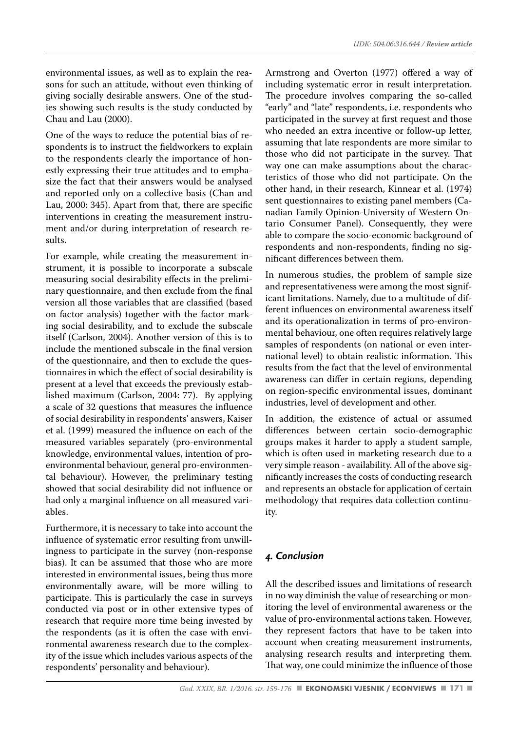environmental issues, as well as to explain the reasons for such an attitude, without even thinking of giving socially desirable answers. One of the studies showing such results is the study conducted by Chau and Lau (2000).

One of the ways to reduce the potential bias of respondents is to instruct the fieldworkers to explain to the respondents clearly the importance of honestly expressing their true attitudes and to emphasize the fact that their answers would be analysed and reported only on a collective basis (Chan and Lau, 2000: 345). Apart from that, there are specific interventions in creating the measurement instrument and/or during interpretation of research results.

For example, while creating the measurement instrument, it is possible to incorporate a subscale measuring social desirability effects in the preliminary questionnaire, and then exclude from the final version all those variables that are classified (based on factor analysis) together with the factor marking social desirability, and to exclude the subscale itself (Carlson, 2004). Another version of this is to include the mentioned subscale in the final version of the questionnaire, and then to exclude the questionnaires in which the effect of social desirability is present at a level that exceeds the previously established maximum (Carlson, 2004: 77). By applying a scale of 32 questions that measures the influence of social desirability in respondents' answers, Kaiser et al. (1999) measured the influence on each of the measured variables separately (pro-environmental knowledge, environmental values, intention of pro-environmental behaviour, general pro-environmental behaviour). However, the preliminary testing showed that social desirability did not influence or had only a marginal influence on all measured variables.

Furthermore, it is necessary to take into account the influence of systematic error resulting from unwillingness to participate in the survey (non-response bias). It can be assumed that those who are more interested in environmental issues, being thus more environmentally aware, will be more willing to participate. This is particularly the case in surveys conducted via post or in other extensive types of research that require more time being invested by the respondents (as it is often the case with environmental awareness research due to the complexity of the issue which includes various aspects of the respondents' personality and behaviour).

Armstrong and Overton (1977) offered a way of including systematic error in result interpretation. The procedure involves comparing the so-called "early" and "late" respondents, i.e. respondents who participated in the survey at first request and those who needed an extra incentive or follow-up letter, assuming that late respondents are more similar to those who did not participate in the survey. That way one can make assumptions about the characteristics of those who did not participate. On the other hand, in their research, Kinnear et al. (1974) sent questionnaires to existing panel members (Canadian Family Opinion-University of Western Ontario Consumer Panel). Consequently, they were able to compare the socio-economic background of respondents and non-respondents, finding no significant differences between them.

In numerous studies, the problem of sample size and representativeness were among the most significant limitations. Namely, due to a multitude of different influences on environmental awareness itself and its operationalization in terms of pro-environmental behaviour, one often requires relatively large samples of respondents (on national or even international level) to obtain realistic information. This results from the fact that the level of environmental awareness can differ in certain regions, depending on region-specific environmental issues, dominant industries, level of development and other.

In addition, the existence of actual or assumed differences between certain socio-demographic groups makes it harder to apply a student sample, which is often used in marketing research due to a very simple reason - availability. All of the above significantly increases the costs of conducting research and represents an obstacle for application of certain methodology that requires data collection continuity.

## *4. Conclusion*

All the described issues and limitations of research in no way diminish the value of researching or monitoring the level of environmental awareness or the value of pro-environmental actions taken. However, they represent factors that have to be taken into account when creating measurement instruments, analysing research results and interpreting them. That way, one could minimize the influence of those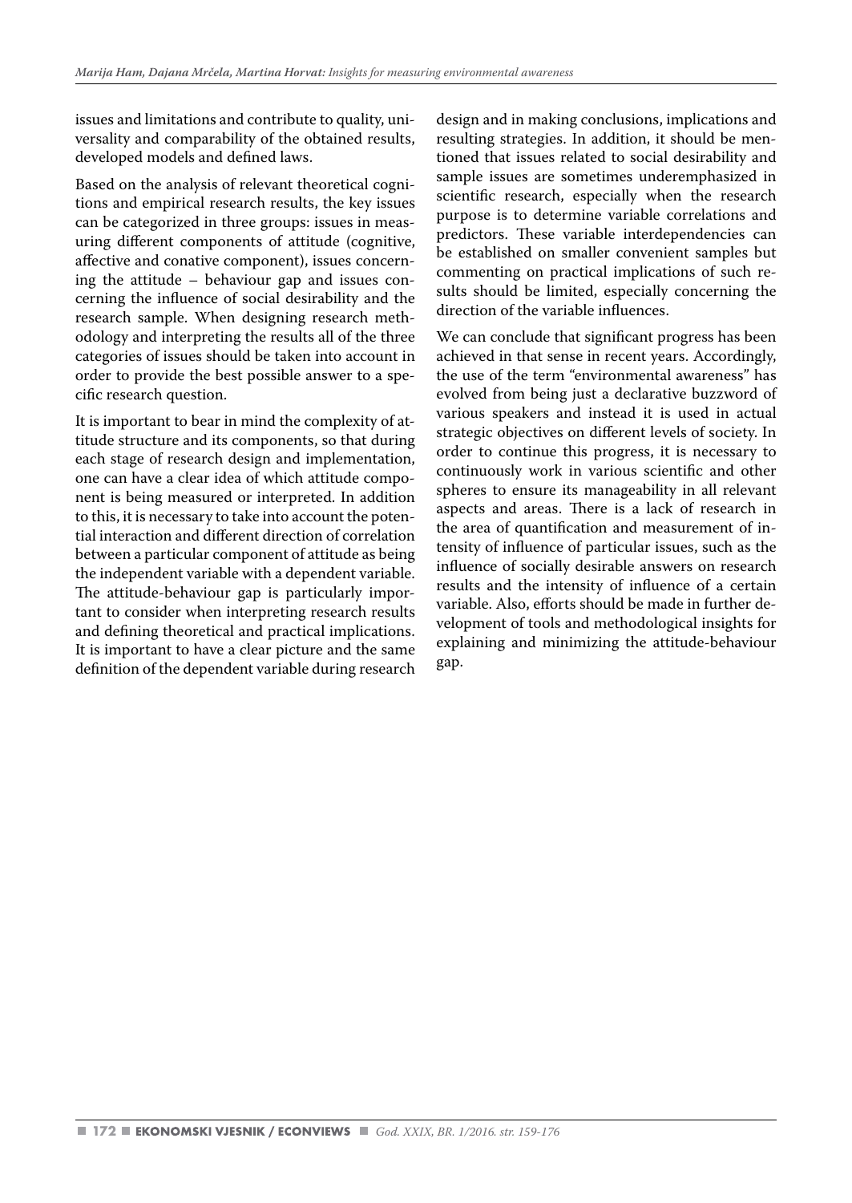issues and limitations and contribute to quality, universality and comparability of the obtained results, developed models and defined laws.

Based on the analysis of relevant theoretical cognitions and empirical research results, the key issues can be categorized in three groups: issues in measuring different components of attitude (cognitive, affective and conative component), issues concerning the attitude – behaviour gap and issues concerning the influence of social desirability and the research sample. When designing research methodology and interpreting the results all of the three categories of issues should be taken into account in order to provide the best possible answer to a specific research question.

It is important to bear in mind the complexity of attitude structure and its components, so that during each stage of research design and implementation, one can have a clear idea of which attitude component is being measured or interpreted. In addition to this, it is necessary to take into account the potential interaction and different direction of correlation between a particular component of attitude as being the independent variable with a dependent variable. The attitude-behaviour gap is particularly important to consider when interpreting research results and defining theoretical and practical implications. It is important to have a clear picture and the same definition of the dependent variable during research design and in making conclusions, implications and resulting strategies. In addition, it should be mentioned that issues related to social desirability and sample issues are sometimes underemphasized in scientific research, especially when the research purpose is to determine variable correlations and predictors. These variable interdependencies can be established on smaller convenient samples but commenting on practical implications of such results should be limited, especially concerning the direction of the variable influences.

We can conclude that significant progress has been achieved in that sense in recent years. Accordingly, the use of the term "environmental awareness" has evolved from being just a declarative buzzword of various speakers and instead it is used in actual strategic objectives on different levels of society. In order to continue this progress, it is necessary to continuously work in various scientific and other spheres to ensure its manageability in all relevant aspects and areas. There is a lack of research in the area of quantification and measurement of intensity of influence of particular issues, such as the influence of socially desirable answers on research results and the intensity of influence of a certain variable. Also, efforts should be made in further development of tools and methodological insights for explaining and minimizing the attitude-behaviour gap.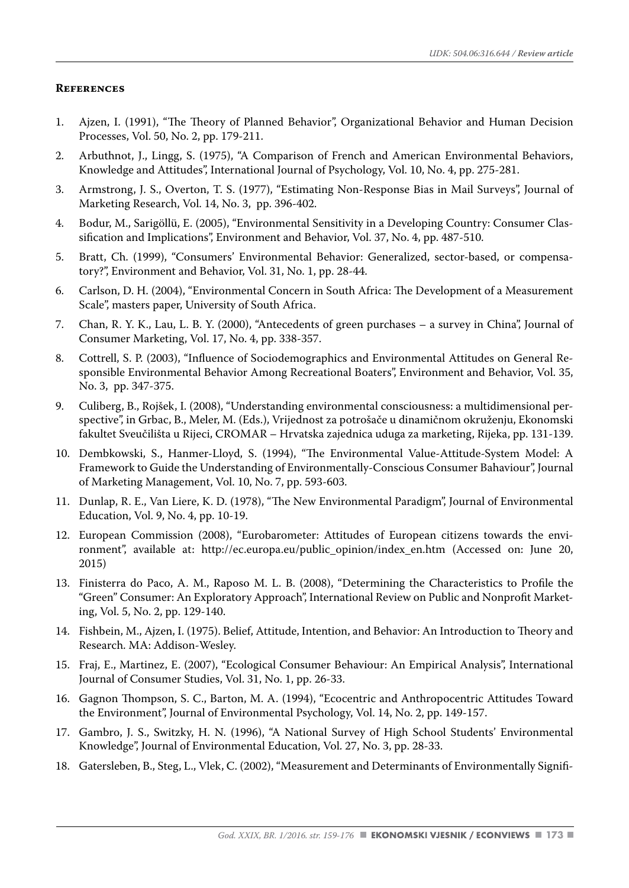## References

1. Ajzen, I. (1991), "The Theory of Planned Behavior", Organizational Behavior and Human Decision Processes, Vol. 50, No. 2, pp. 179-211.
2. Arbuthnot, J., Lingg, S. (1975), "A Comparison of French and American Environmental Behaviors, Knowledge and Attitudes", International Journal of Psychology, Vol. 10, No. 4, pp. 275-281.
3. Armstrong, J. S., Overton, T. S. (1977), "Estimating Non-Response Bias in Mail Surveys", Journal of Marketing Research, Vol. 14, No. 3, pp. 396-402.
4. Bodur, M., Sarigöllü, E. (2005), "Environmental Sensitivity in a Developing Country: Consumer Classification and Implications", Environment and Behavior, Vol. 37, No. 4, pp. 487-510.
5. Bratt, Ch. (1999), "Consumers' Environmental Behavior: Generalized, sector-based, or compensatory?", Environment and Behavior, Vol. 31, No. 1, pp. 28-44.
6. Carlson, D. H. (2004), "Environmental Concern in South Africa: The Development of a Measurement Scale", masters paper, University of South Africa.
7. Chan, R. Y. K., Lau, L. B. Y. (2000), "Antecedents of green purchases – a survey in China", Journal of Consumer Marketing, Vol. 17, No. 4, pp. 338-357.
8. Cottrell, S. P. (2003), "Influence of Sociodemographics and Environmental Attitudes on General Responsible Environmental Behavior Among Recreational Boaters", Environment and Behavior, Vol. 35, No. 3, pp. 347-375.
9. Culiberg, B., Rojšek, I. (2008), "Understanding environmental consciousness: a multidimensional perspective", in Grbac, B., Meler, M. (Eds.), Vrijednost za potrošače u dinamičnom okruženju, Ekonomski fakultet Sveučilišta u Rijeci, CROMAR – Hrvatska zajednica uduga za marketing, Rijeka, pp. 131-139.
10. Dembkowski, S., Hanmer-Lloyd, S. (1994), "The Environmental Value-Attitude-System Model: A Framework to Guide the Understanding of Environmentally-Conscious Consumer Bahaviour", Journal of Marketing Management, Vol. 10, No. 7, pp. 593-603.
11. Dunlap, R. E., Van Liere, K. D. (1978), "The New Environmental Paradigm", Journal of Environmental Education, Vol. 9, No. 4, pp. 10-19.
12. European Commission (2008), "Eurobarometer: Attitudes of European citizens towards the environment", available at: http://ec.europa.eu/public_opinion/index_en.htm (Accessed on: June 20, 2015)
13. Finisterra do Paco, A. M., Raposo M. L. B. (2008), "Determining the Characteristics to Profile the "Green" Consumer: An Exploratory Approach", International Review on Public and Nonprofit Marketing, Vol. 5, No. 2, pp. 129-140.
14. Fishbein, M., Ajzen, I. (1975). Belief, Attitude, Intention, and Behavior: An Introduction to Theory and Research. MA: Addison-Wesley.
15. Fraj, E., Martinez, E. (2007), "Ecological Consumer Behaviour: An Empirical Analysis", International Journal of Consumer Studies, Vol. 31, No. 1, pp. 26-33.
16. Gagnon Thompson, S. C., Barton, M. A. (1994), "Ecocentric and Anthropocentric Attitudes Toward the Environment", Journal of Environmental Psychology, Vol. 14, No. 2, pp. 149-157.
17. Gambro, J. S., Switzky, H. N. (1996), "A National Survey of High School Students' Environmental Knowledge", Journal of Environmental Education, Vol. 27, No. 3, pp. 28-33.
18. Gatersleben, B., Steg, L., Vlek, C. (2002), "Measurement and Determinants of Environmentally Signifi-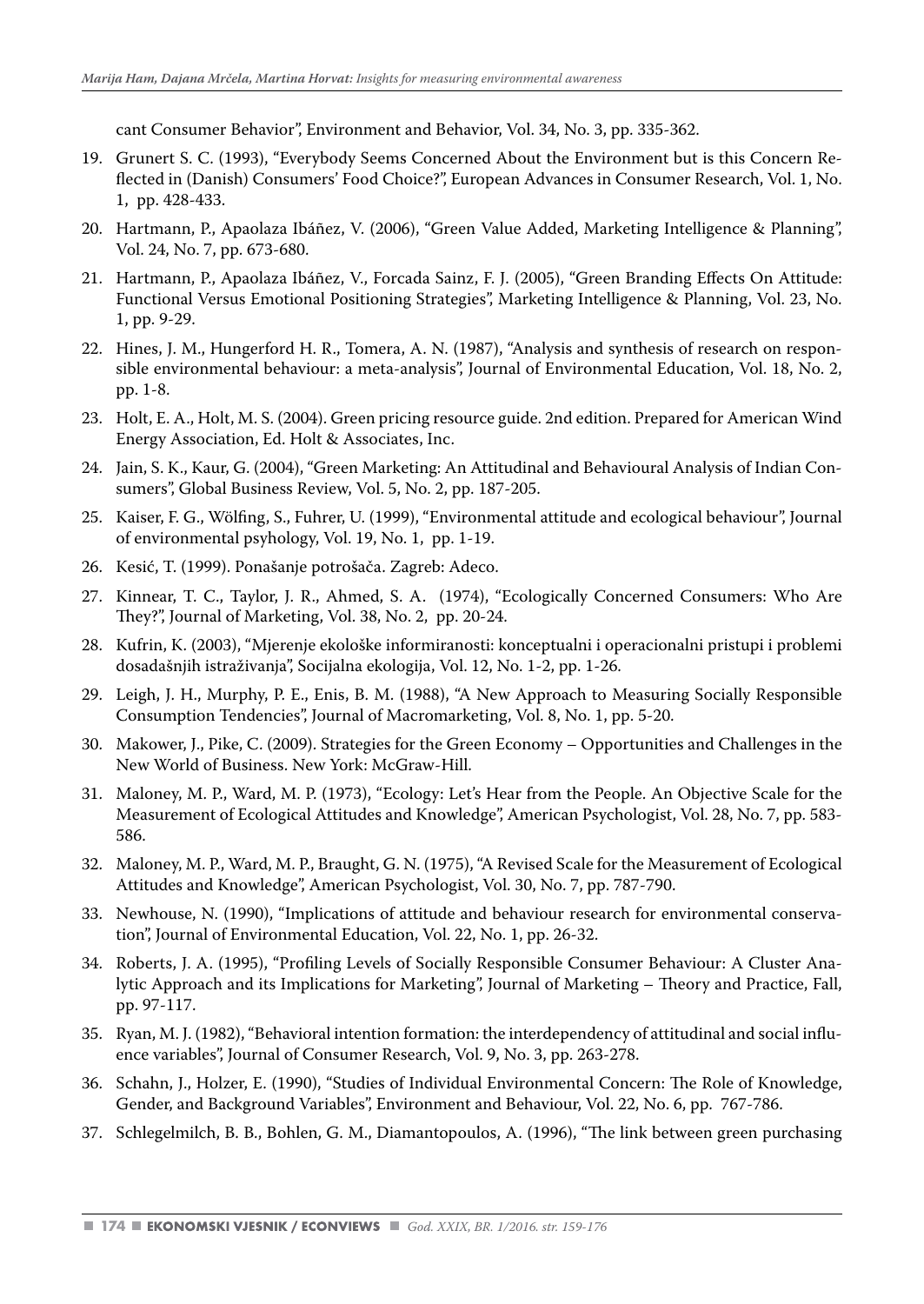cant Consumer Behavior", Environment and Behavior, Vol. 34, No. 3, pp. 335-362.

19. Grunert S. C. (1993), "Everybody Seems Concerned About the Environment but is this Concern Reflected in (Danish) Consumers' Food Choice?", European Advances in Consumer Research, Vol. 1, No. 1, pp. 428-433.
20. Hartmann, P., Apaolaza Ibáñez, V. (2006), "Green Value Added, Marketing Intelligence & Planning", Vol. 24, No. 7, pp. 673-680.
21. Hartmann, P., Apaolaza Ibáñez, V., Forcada Sainz, F. J. (2005), "Green Branding Effects On Attitude: Functional Versus Emotional Positioning Strategies", Marketing Intelligence & Planning, Vol. 23, No. 1, pp. 9-29.
22. Hines, J. M., Hungerford H. R., Tomera, A. N. (1987), "Analysis and synthesis of research on responsible environmental behaviour: a meta-analysis", Journal of Environmental Education, Vol. 18, No. 2, pp. 1-8.
23. Holt, E. A., Holt, M. S. (2004). Green pricing resource guide. 2nd edition. Prepared for American Wind Energy Association, Ed. Holt & Associates, Inc.
24. Jain, S. K., Kaur, G. (2004), "Green Marketing: An Attitudinal and Behavioural Analysis of Indian Consumers", Global Business Review, Vol. 5, No. 2, pp. 187-205.
25. Kaiser, F. G., Wölfing, S., Fuhrer, U. (1999), "Environmental attitude and ecological behaviour", Journal of environmental psyhology, Vol. 19, No. 1, pp. 1-19.
26. Kesić, T. (1999). Ponašanje potrošača. Zagreb: Adeco.
27. Kinnear, T. C., Taylor, J. R., Ahmed, S. A. (1974), "Ecologically Concerned Consumers: Who Are They?", Journal of Marketing, Vol. 38, No. 2, pp. 20-24.
28. Kufrin, K. (2003), "Mjerenje ekološke informiranosti: konceptualni i operacionalni pristupi i problemi dosadašnjih istraživanja", Socijalna ekologija, Vol. 12, No. 1-2, pp. 1-26.
29. Leigh, J. H., Murphy, P. E., Enis, B. M. (1988), "A New Approach to Measuring Socially Responsible Consumption Tendencies", Journal of Macromarketing, Vol. 8, No. 1, pp. 5-20.
30. Makower, J., Pike, C. (2009). Strategies for the Green Economy – Opportunities and Challenges in the New World of Business. New York: McGraw-Hill.
31. Maloney, M. P., Ward, M. P. (1973), "Ecology: Let's Hear from the People. An Objective Scale for the Measurement of Ecological Attitudes and Knowledge", American Psychologist, Vol. 28, No. 7, pp. 583-586.
32. Maloney, M. P., Ward, M. P., Braught, G. N. (1975), "A Revised Scale for the Measurement of Ecological Attitudes and Knowledge", American Psychologist, Vol. 30, No. 7, pp. 787-790.
33. Newhouse, N. (1990), "Implications of attitude and behaviour research for environmental conservation", Journal of Environmental Education, Vol. 22, No. 1, pp. 26-32.
34. Roberts, J. A. (1995), "Profiling Levels of Socially Responsible Consumer Behaviour: A Cluster Analytic Approach and its Implications for Marketing", Journal of Marketing – Theory and Practice, Fall, pp. 97-117.
35. Ryan, M. J. (1982), "Behavioral intention formation: the interdependency of attitudinal and social influence variables", Journal of Consumer Research, Vol. 9, No. 3, pp. 263-278.
36. Schahn, J., Holzer, E. (1990), "Studies of Individual Environmental Concern: The Role of Knowledge, Gender, and Background Variables", Environment and Behaviour, Vol. 22, No. 6, pp. 767-786.
37. Schlegelmilch, B. B., Bohlen, G. M., Diamantopoulos, A. (1996), "The link between green purchasing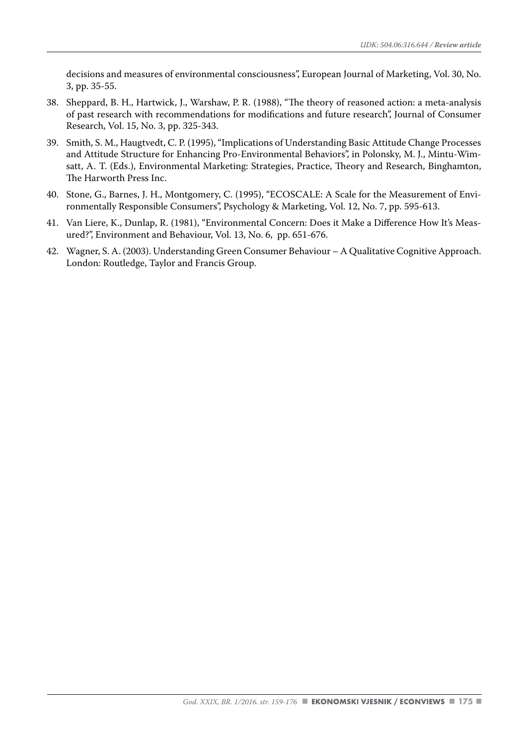decisions and measures of environmental consciousness", European Journal of Marketing, Vol. 30, No. 3, pp. 35-55.

38. Sheppard, B. H., Hartwick, J., Warshaw, P. R. (1988), "The theory of reasoned action: a meta-analysis of past research with recommendations for modifications and future research", Journal of Consumer Research, Vol. 15, No. 3, pp. 325-343.
39. Smith, S. M., Haugtvedt, C. P. (1995), "Implications of Understanding Basic Attitude Change Processes and Attitude Structure for Enhancing Pro-Environmental Behaviors", in Polonsky, M. J., Mintu-Wimsatt, A. T. (Eds.), Environmental Marketing: Strategies, Practice, Theory and Research, Binghamton, The Harworth Press Inc.
40. Stone, G., Barnes, J. H., Montgomery, C. (1995), "ECOSCALE: A Scale for the Measurement of Environmentally Responsible Consumers", Psychology & Marketing, Vol. 12, No. 7, pp. 595-613.
41. Van Liere, K., Dunlap, R. (1981), "Environmental Concern: Does it Make a Difference How It's Measured?", Environment and Behaviour, Vol. 13, No. 6, pp. 651-676.
42. Wagner, S. A. (2003). Understanding Green Consumer Behaviour – A Qualitative Cognitive Approach. London: Routledge, Taylor and Francis Group.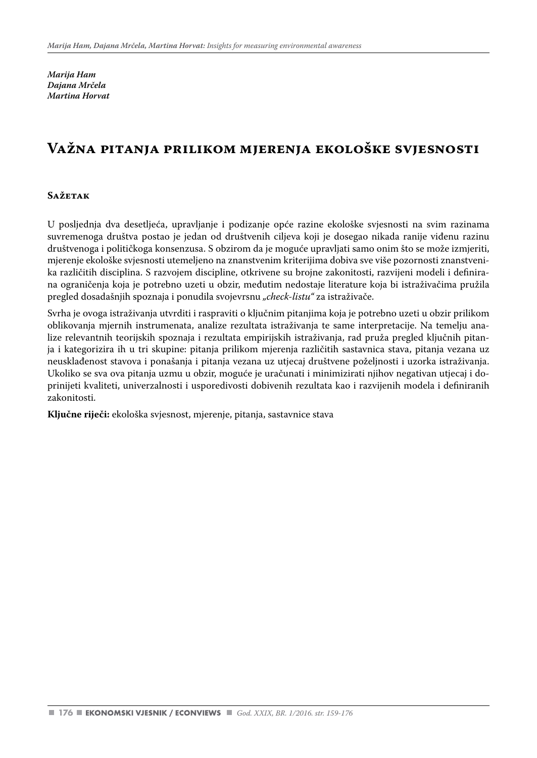*Marija Ham*
*Dajana Mrčela*
*Martina Horvat*

# Važna pitanja prilikom mjerenja ekološke svjesnosti

## Sažetak

U posljednja dva desetljeća, upravljanje i podizanje opće razine ekološke svjesnosti na svim razinama suvremenoga društva postao je jedan od društvenih ciljeva koji je dosegao nikada ranije viđenu razinu društvenoga i političkoga konsenzusa. S obzirom da je moguće upravljati samo onim što se može izmjeriti, mjerenje ekološke svjesnosti utemeljeno na znanstvenim kriterijima dobiva sve više pozornosti znanstvenika različitih disciplina. S razvojem discipline, otkrivene su brojne zakonitosti, razvijeni modeli i definirana ograničenja koja je potrebno uzeti u obzir, međutim nedostaje literature koja bi istraživačima pružila pregled dosadašnjih spoznaja i ponudila svojevrsnu *„check-listu"* za istraživače.

Svrha je ovoga istraživanja utvrditi i raspraviti o ključnim pitanjima koja je potrebno uzeti u obzir prilikom oblikovanja mjernih instrumenata, analize rezultata istraživanja te same interpretacije. Na temelju analize relevantnih teorijskih spoznaja i rezultata empirijskih istraživanja, rad pruža pregled ključnih pitanja i kategorizira ih u tri skupine: pitanja prilikom mjerenja različitih sastavnica stava, pitanja vezana uz neusklađenost stavova i ponašanja i pitanja vezana uz utjecaj društvene poželjnosti i uzorka istraživanja. Ukoliko se sva ova pitanja uzmu u obzir, moguće je uračunati i minimizirati njihov negativan utjecaj i doprinijeti kvaliteti, univerzalnosti i usporedivosti dobivenih rezultata kao i razvijenih modela i definiranih zakonitosti.

**Ključne riječi:** ekološka svjesnost, mjerenje, pitanja, sastavnice stava